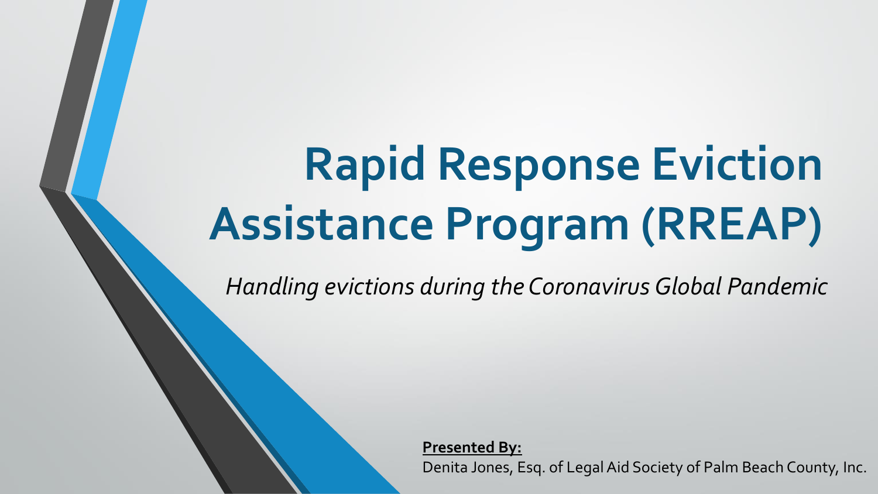# Rapid Response Eviction Assistance Program (RREAP)

*Handling evictions during the Coronavirus Global Pandemic*

**Presented By:**

Denita Jones, Esq. of Legal Aid Society of Palm Beach County, Inc.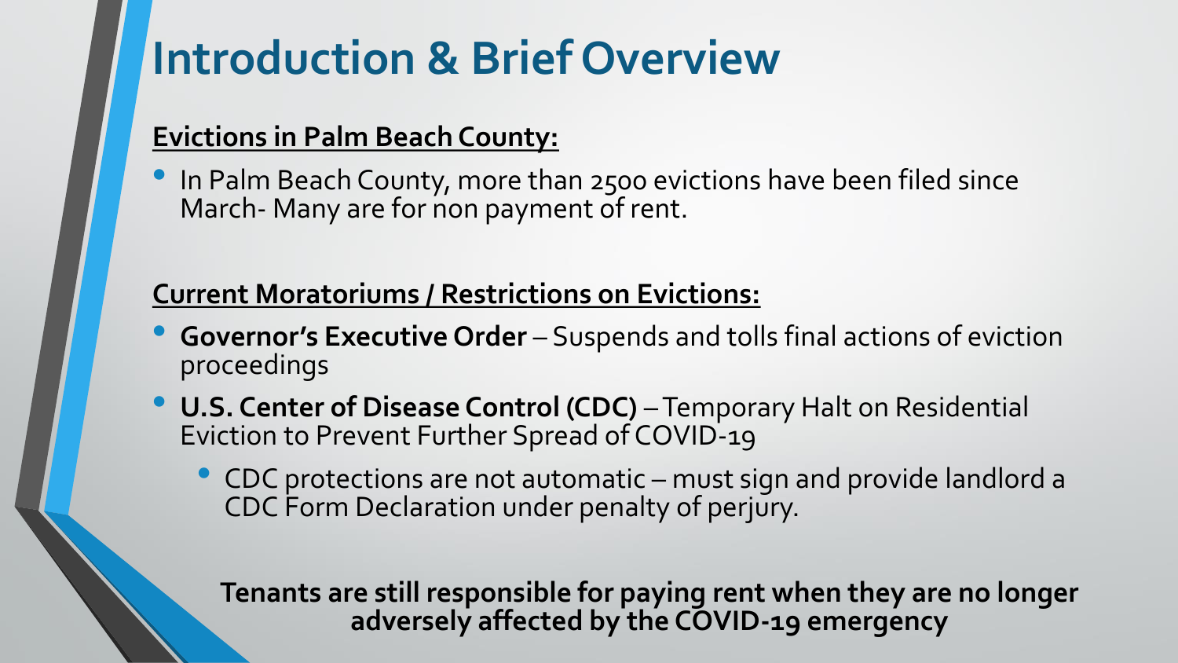# Introduction & Brief Overview

**Evictions in Palm Beach County:**

- In Palm Beach County, more than 2500 evictions have been filed since March- Many are for non payment of rent.

**Current Moratoriums / Restrictions on Evictions:**

- **Governor's Executive Order** – Suspends and tolls final actions of eviction proceedings
- **U.S. Center of Disease Control (CDC)** – Temporary Halt on Residential Eviction to Prevent Further Spread of COVID-19
  - CDC protections are not automatic – must sign and provide landlord a CDC Form Declaration under penalty of perjury.

**Tenants are still responsible for paying rent when they are no longer adversely affected by the COVID-19 emergency**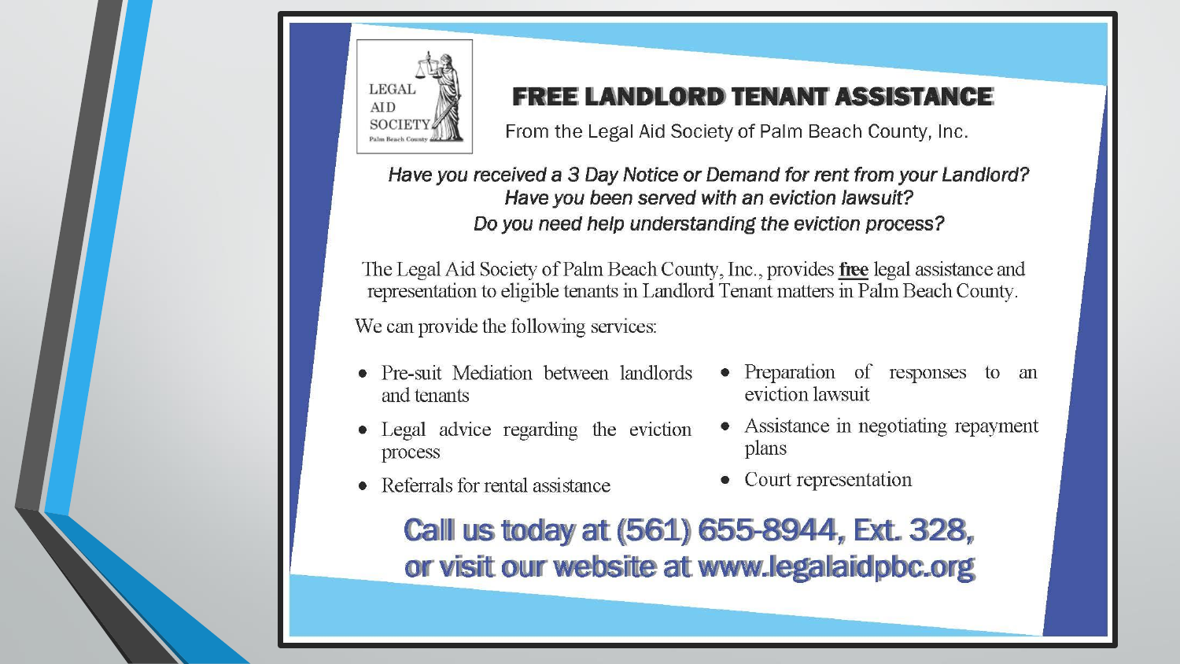LEGAL AID SOCIETY
Palm Beach County

## FREE LANDLORD TENANT ASSISTANCE

From the Legal Aid Society of Palm Beach County, Inc.

*Have you received a 3 Day Notice or Demand for rent from your Landlord?*
*Have you been served with an eviction lawsuit?*
*Do you need help understanding the eviction process?*

The Legal Aid Society of Palm Beach County, Inc., provides **free** legal assistance and representation to eligible tenants in Landlord Tenant matters in Palm Beach County.

We can provide the following services:

- Pre-suit Mediation between landlords and tenants
- Legal advice regarding the eviction process
- Referrals for rental assistance
- Preparation of responses to an eviction lawsuit
- Assistance in negotiating repayment plans
- Court representation

**Call us today at (561) 655-8944, Ext. 328, or visit our website at www.legalaidpbc.org**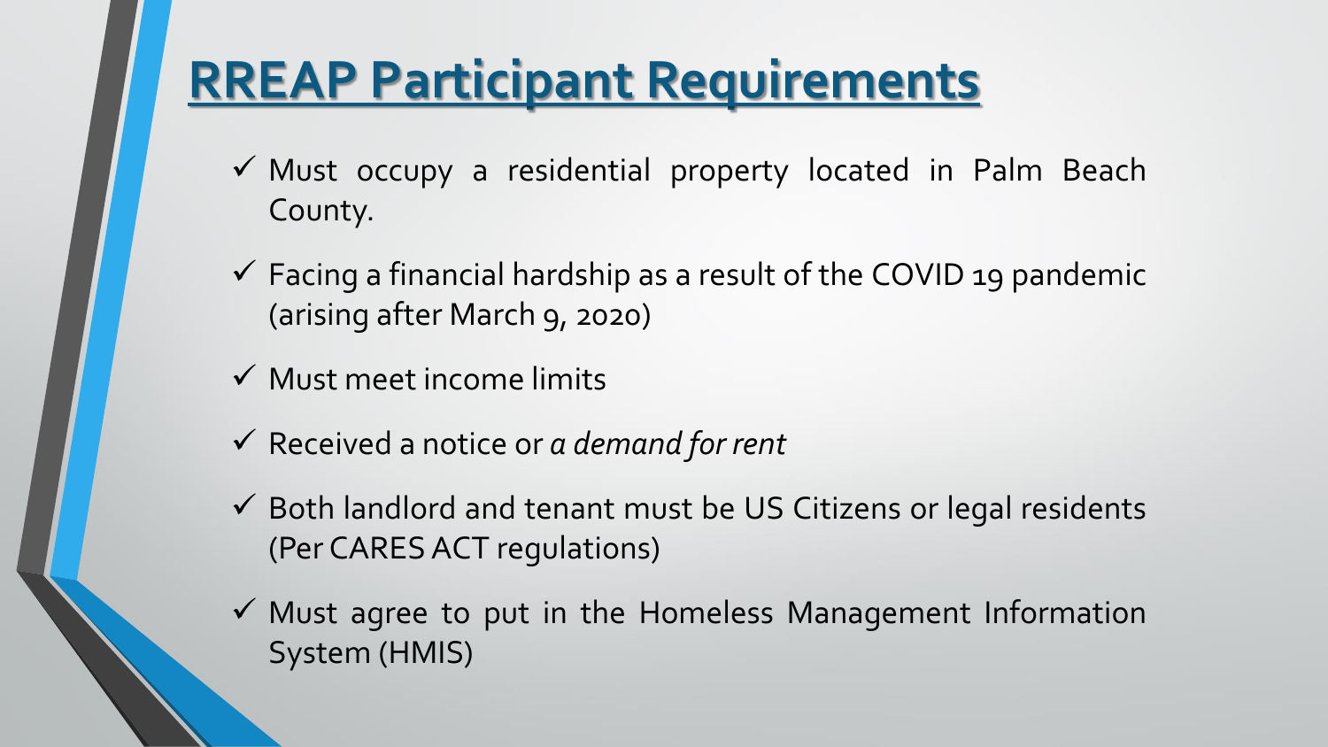# RREAP Participant Requirements

- ✓ Must occupy a residential property located in Palm Beach County.
- ✓ Facing a financial hardship as a result of the COVID 19 pandemic (arising after March 9, 2020)
- ✓ Must meet income limits
- ✓ Received a notice or *a demand for rent*
- ✓ Both landlord and tenant must be US Citizens or legal residents (Per CARES ACT regulations)
- ✓ Must agree to put in the Homeless Management Information System (HMIS)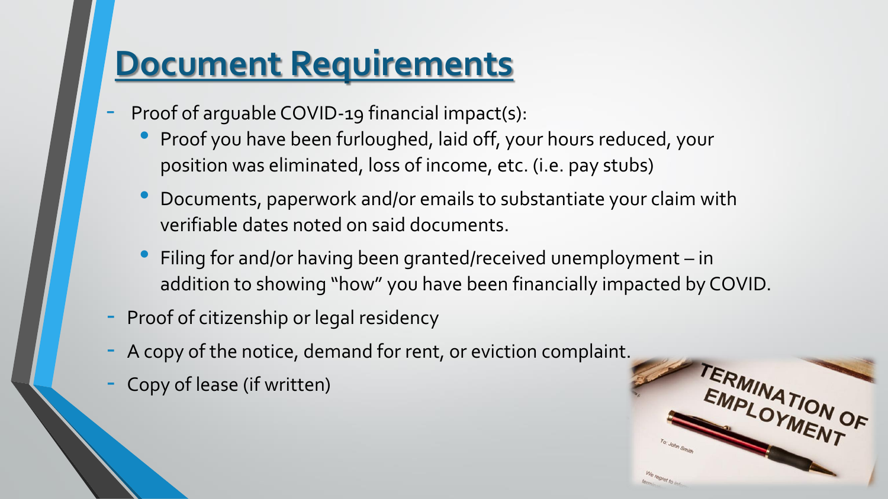# Document Requirements

- Proof of arguable COVID-19 financial impact(s):
  - Proof you have been furloughed, laid off, your hours reduced, your position was eliminated, loss of income, etc. (i.e. pay stubs)
  - Documents, paperwork and/or emails to substantiate your claim with verifiable dates noted on said documents.
  - Filing for and/or having been granted/received unemployment – in addition to showing "how" you have been financially impacted by COVID.
- Proof of citizenship or legal residency
- A copy of the notice, demand for rent, or eviction complaint.
- Copy of lease (if written)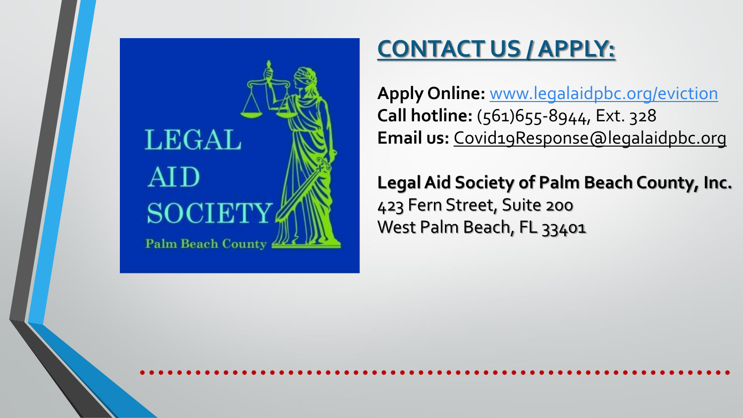## CONTACT US / APPLY:

**Apply Online:** www.legalaidpbc.org/eviction
**Call hotline:** (561)655-8944, Ext. 328
**Email us:** Covid19Response@legalaidpbc.org

**Legal Aid Society of Palm Beach County, Inc.**
423 Fern Street, Suite 200
West Palm Beach, FL 33401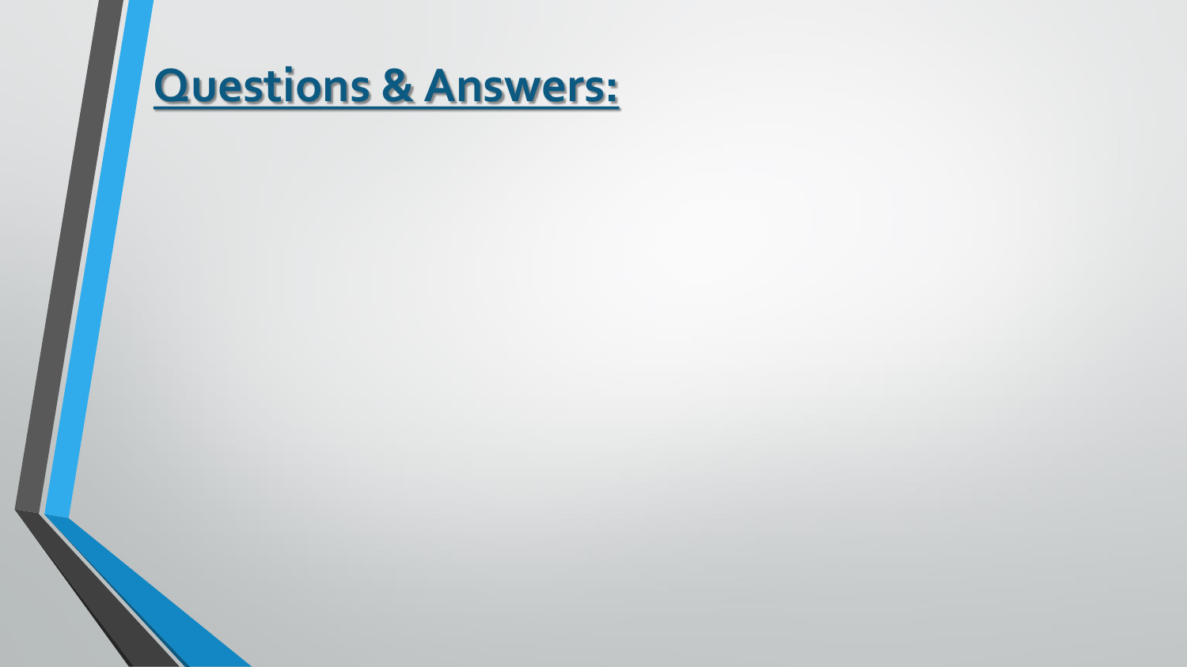# Questions & Answers: